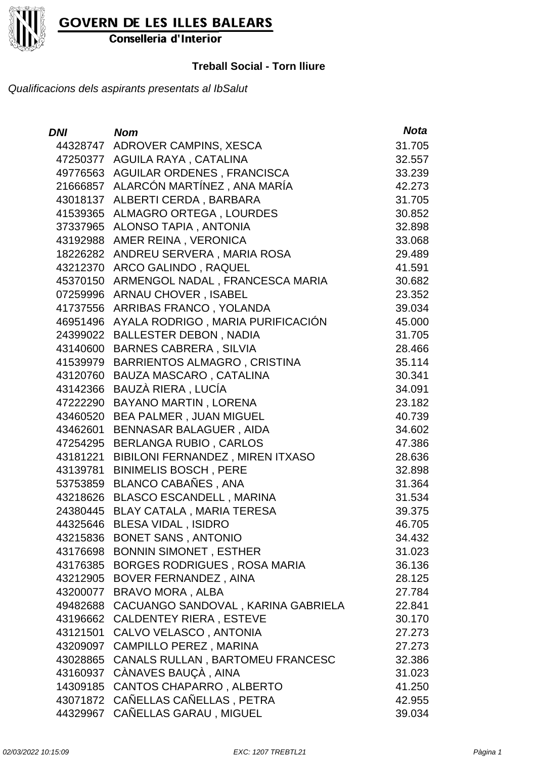GOVERN DE LES ILLES BALEARS

Conselleria d'Interior

**Treball Social - Torn lliure**

*Qualificacions dels aspirants presentats al IbSalut*

| *DNI* | *Nom* | *Nota* |
|---|---|---|
| 44328747 | ADROVER CAMPINS, XESCA | 31.705 |
| 47250377 | AGUILA RAYA , CATALINA | 32.557 |
| 49776563 | AGUILAR ORDENES , FRANCISCA | 33.239 |
| 21666857 | ALARCÓN MARTÍNEZ , ANA MARÍA | 42.273 |
| 43018137 | ALBERTI CERDA , BARBARA | 31.705 |
| 41539365 | ALMAGRO ORTEGA , LOURDES | 30.852 |
| 37337965 | ALONSO TAPIA , ANTONIA | 32.898 |
| 43192988 | AMER REINA , VERONICA | 33.068 |
| 18226282 | ANDREU SERVERA , MARIA ROSA | 29.489 |
| 43212370 | ARCO GALINDO , RAQUEL | 41.591 |
| 45370150 | ARMENGOL NADAL , FRANCESCA MARIA | 30.682 |
| 07259996 | ARNAU CHOVER , ISABEL | 23.352 |
| 41737556 | ARRIBAS FRANCO , YOLANDA | 39.034 |
| 46951496 | AYALA RODRIGO , MARIA PURIFICACIÓN | 45.000 |
| 24399022 | BALLESTER DEBON , NADIA | 31.705 |
| 43140600 | BARNES CABRERA , SILVIA | 28.466 |
| 41539979 | BARRIENTOS ALMAGRO , CRISTINA | 35.114 |
| 43120760 | BAUZA MASCARO , CATALINA | 30.341 |
| 43142366 | BAUZÀ RIERA , LUCÍA | 34.091 |
| 47222290 | BAYANO MARTIN , LORENA | 23.182 |
| 43460520 | BEA PALMER , JUAN MIGUEL | 40.739 |
| 43462601 | BENNASAR BALAGUER , AIDA | 34.602 |
| 47254295 | BERLANGA RUBIO , CARLOS | 47.386 |
| 43181221 | BIBILONI FERNANDEZ , MIREN ITXASO | 28.636 |
| 43139781 | BINIMELIS BOSCH , PERE | 32.898 |
| 53753859 | BLANCO CABAÑES , ANA | 31.364 |
| 43218626 | BLASCO ESCANDELL , MARINA | 31.534 |
| 24380445 | BLAY CATALA , MARIA TERESA | 39.375 |
| 44325646 | BLESA VIDAL , ISIDRO | 46.705 |
| 43215836 | BONET SANS , ANTONIO | 34.432 |
| 43176698 | BONNIN SIMONET , ESTHER | 31.023 |
| 43176385 | BORGES RODRIGUES , ROSA MARIA | 36.136 |
| 43212905 | BOVER FERNANDEZ , AINA | 28.125 |
| 43200077 | BRAVO MORA , ALBA | 27.784 |
| 49482688 | CACUANGO SANDOVAL , KARINA GABRIELA | 22.841 |
| 43196662 | CALDENTEY RIERA , ESTEVE | 30.170 |
| 43121501 | CALVO VELASCO , ANTONIA | 27.273 |
| 43209097 | CAMPILLO PEREZ , MARINA | 27.273 |
| 43028865 | CANALS RULLAN , BARTOMEU FRANCESC | 32.386 |
| 43160937 | CÀNAVES BAUÇÀ , AINA | 31.023 |
| 14309185 | CANTOS CHAPARRO , ALBERTO | 41.250 |
| 43071872 | CAÑELLAS CAÑELLAS , PETRA | 42.955 |
| 44329967 | CAÑELLAS GARAU , MIGUEL | 39.034 |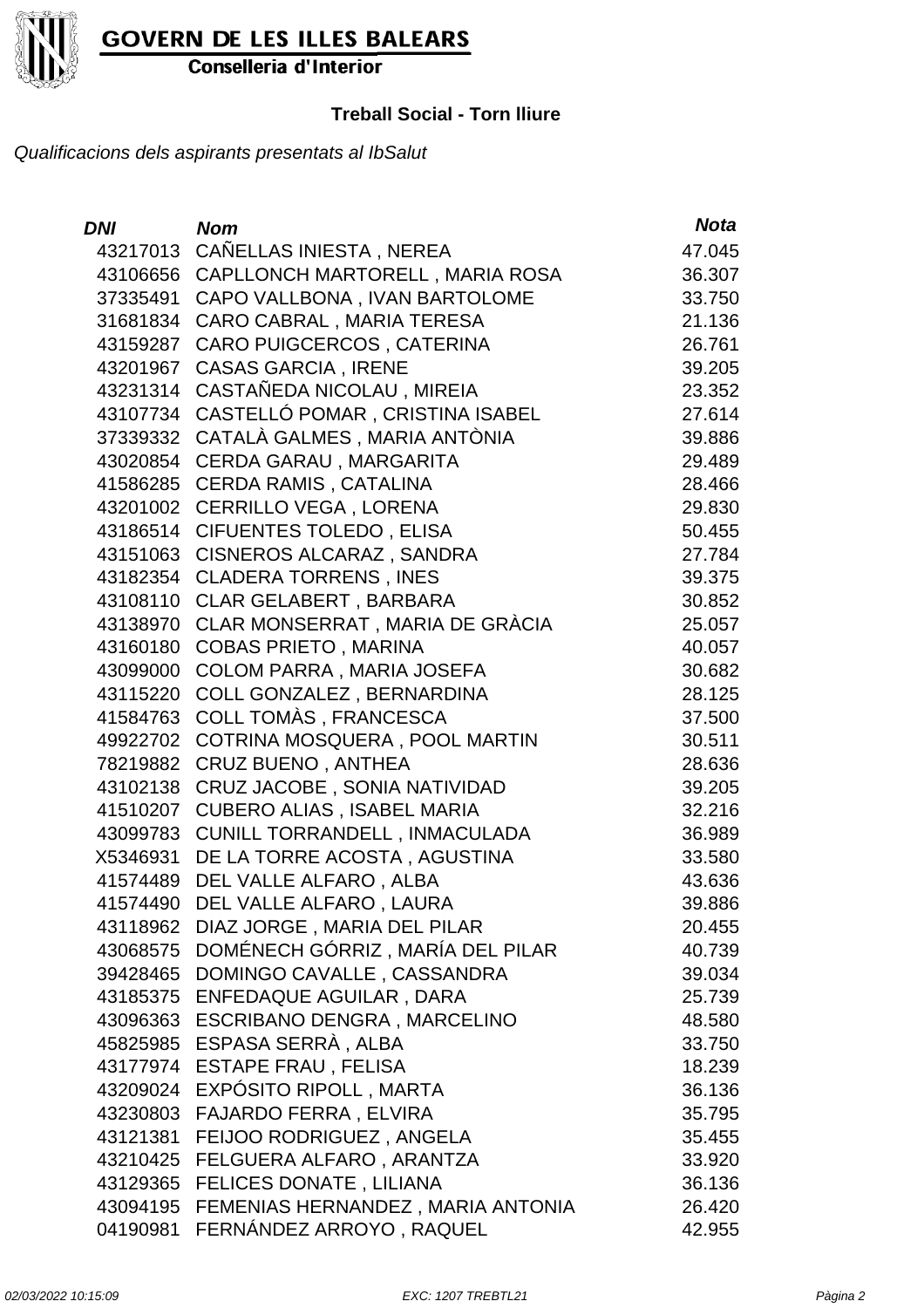**GOVERN DE LES ILLES BALEARS**
**Conselleria d'Interior**

**Treball Social - Torn lliure**

*Qualificacions dels aspirants presentats al IbSalut*

| *DNI* | *Nom* | *Nota* |
|---|---|---|
| 43217013 | CAÑELLAS INIESTA , NEREA | 47.045 |
| 43106656 | CAPLLONCH MARTORELL , MARIA ROSA | 36.307 |
| 37335491 | CAPO VALLBONA , IVAN BARTOLOME | 33.750 |
| 31681834 | CARO CABRAL , MARIA TERESA | 21.136 |
| 43159287 | CARO PUIGCERCOS , CATERINA | 26.761 |
| 43201967 | CASAS GARCIA , IRENE | 39.205 |
| 43231314 | CASTAÑEDA NICOLAU , MIREIA | 23.352 |
| 43107734 | CASTELLÓ POMAR , CRISTINA ISABEL | 27.614 |
| 37339332 | CATALÀ GALMES , MARIA ANTÒNIA | 39.886 |
| 43020854 | CERDA GARAU , MARGARITA | 29.489 |
| 41586285 | CERDA RAMIS , CATALINA | 28.466 |
| 43201002 | CERRILLO VEGA , LORENA | 29.830 |
| 43186514 | CIFUENTES TOLEDO , ELISA | 50.455 |
| 43151063 | CISNEROS ALCARAZ , SANDRA | 27.784 |
| 43182354 | CLADERA TORRENS , INES | 39.375 |
| 43108110 | CLAR GELABERT , BARBARA | 30.852 |
| 43138970 | CLAR MONSERRAT , MARIA DE GRÀCIA | 25.057 |
| 43160180 | COBAS PRIETO , MARINA | 40.057 |
| 43099000 | COLOM PARRA , MARIA JOSEFA | 30.682 |
| 43115220 | COLL GONZALEZ , BERNARDINA | 28.125 |
| 41584763 | COLL TOMÀS , FRANCESCA | 37.500 |
| 49922702 | COTRINA MOSQUERA , POOL MARTIN | 30.511 |
| 78219882 | CRUZ BUENO , ANTHEA | 28.636 |
| 43102138 | CRUZ JACOBE , SONIA NATIVIDAD | 39.205 |
| 41510207 | CUBERO ALIAS , ISABEL MARIA | 32.216 |
| 43099783 | CUNILL TORRANDELL , INMACULADA | 36.989 |
| X5346931 | DE LA TORRE ACOSTA , AGUSTINA | 33.580 |
| 41574489 | DEL VALLE ALFARO , ALBA | 43.636 |
| 41574490 | DEL VALLE ALFARO , LAURA | 39.886 |
| 43118962 | DIAZ JORGE , MARIA DEL PILAR | 20.455 |
| 43068575 | DOMÉNECH GÓRRIZ , MARÍA DEL PILAR | 40.739 |
| 39428465 | DOMINGO CAVALLE , CASSANDRA | 39.034 |
| 43185375 | ENFEDAQUE AGUILAR , DARA | 25.739 |
| 43096363 | ESCRIBANO DENGRA , MARCELINO | 48.580 |
| 45825985 | ESPASA SERRÀ , ALBA | 33.750 |
| 43177974 | ESTAPE FRAU , FELISA | 18.239 |
| 43209024 | EXPÓSITO RIPOLL , MARTA | 36.136 |
| 43230803 | FAJARDO FERRA , ELVIRA | 35.795 |
| 43121381 | FEIJOO RODRIGUEZ , ANGELA | 35.455 |
| 43210425 | FELGUERA ALFARO , ARANTZA | 33.920 |
| 43129365 | FELICES DONATE , LILIANA | 36.136 |
| 43094195 | FEMENIAS HERNANDEZ , MARIA ANTONIA | 26.420 |
| 04190981 | FERNÁNDEZ ARROYO , RAQUEL | 42.955 |

*02/03/2022 10:15:09* *EXC: 1207 TREBTL21*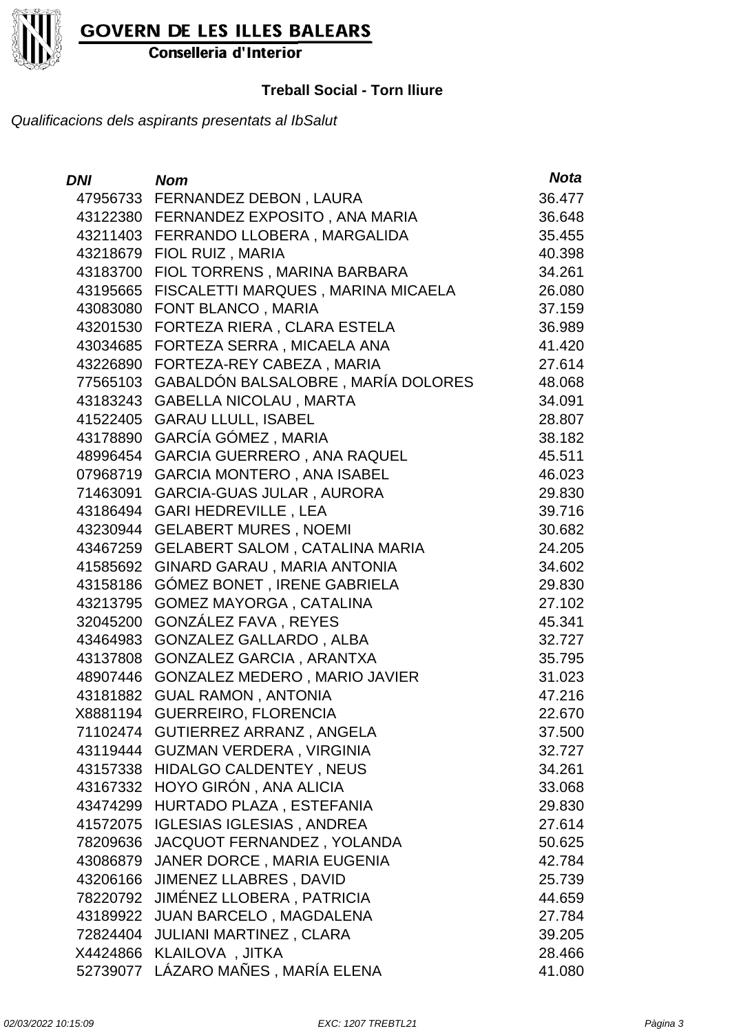**GOVERN DE LES ILLES BALEARS**
**Conselleria d'Interior**

**Treball Social - Torn lliure**

*Qualificacions dels aspirants presentats al IbSalut*

| DNI | Nom | Nota |
|---|---|---|
| 47956733 | FERNANDEZ DEBON , LAURA | 36.477 |
| 43122380 | FERNANDEZ EXPOSITO , ANA MARIA | 36.648 |
| 43211403 | FERRANDO LLOBERA , MARGALIDA | 35.455 |
| 43218679 | FIOL RUIZ , MARIA | 40.398 |
| 43183700 | FIOL TORRENS , MARINA BARBARA | 34.261 |
| 43195665 | FISCALETTI MARQUES , MARINA MICAELA | 26.080 |
| 43083080 | FONT BLANCO , MARIA | 37.159 |
| 43201530 | FORTEZA RIERA , CLARA ESTELA | 36.989 |
| 43034685 | FORTEZA SERRA , MICAELA ANA | 41.420 |
| 43226890 | FORTEZA-REY CABEZA , MARIA | 27.614 |
| 77565103 | GABALDÓN BALSALOBRE , MARÍA DOLORES | 48.068 |
| 43183243 | GABELLA NICOLAU , MARTA | 34.091 |
| 41522405 | GARAU LLULL, ISABEL | 28.807 |
| 43178890 | GARCÍA GÓMEZ , MARIA | 38.182 |
| 48996454 | GARCIA GUERRERO , ANA RAQUEL | 45.511 |
| 07968719 | GARCIA MONTERO , ANA ISABEL | 46.023 |
| 71463091 | GARCIA-GUAS JULAR , AURORA | 29.830 |
| 43186494 | GARI HEDREVILLE , LEA | 39.716 |
| 43230944 | GELABERT MURES , NOEMI | 30.682 |
| 43467259 | GELABERT SALOM , CATALINA MARIA | 24.205 |
| 41585692 | GINARD GARAU , MARIA ANTONIA | 34.602 |
| 43158186 | GÓMEZ BONET , IRENE GABRIELA | 29.830 |
| 43213795 | GOMEZ MAYORGA , CATALINA | 27.102 |
| 32045200 | GONZÁLEZ FAVA , REYES | 45.341 |
| 43464983 | GONZALEZ GALLARDO , ALBA | 32.727 |
| 43137808 | GONZALEZ GARCIA , ARANTXA | 35.795 |
| 48907446 | GONZALEZ MEDERO , MARIO JAVIER | 31.023 |
| 43181882 | GUAL RAMON , ANTONIA | 47.216 |
| X8881194 | GUERREIRO, FLORENCIA | 22.670 |
| 71102474 | GUTIERREZ ARRANZ , ANGELA | 37.500 |
| 43119444 | GUZMAN VERDERA , VIRGINIA | 32.727 |
| 43157338 | HIDALGO CALDENTEY , NEUS | 34.261 |
| 43167332 | HOYO GIRÓN , ANA ALICIA | 33.068 |
| 43474299 | HURTADO PLAZA , ESTEFANIA | 29.830 |
| 41572075 | IGLESIAS IGLESIAS , ANDREA | 27.614 |
| 78209636 | JACQUOT FERNANDEZ , YOLANDA | 50.625 |
| 43086879 | JANER DORCE , MARIA EUGENIA | 42.784 |
| 43206166 | JIMENEZ LLABRES , DAVID | 25.739 |
| 78220792 | JIMÉNEZ LLOBERA , PATRICIA | 44.659 |
| 43189922 | JUAN BARCELO , MAGDALENA | 27.784 |
| 72824404 | JULIANI MARTINEZ , CLARA | 39.205 |
| X4424866 | KLAILOVA , JITKA | 28.466 |
| 52739077 | LÁZARO MAÑES , MARÍA ELENA | 41.080 |

*02/03/2022 10:15:09* *EXC: 1207 TREBTL21*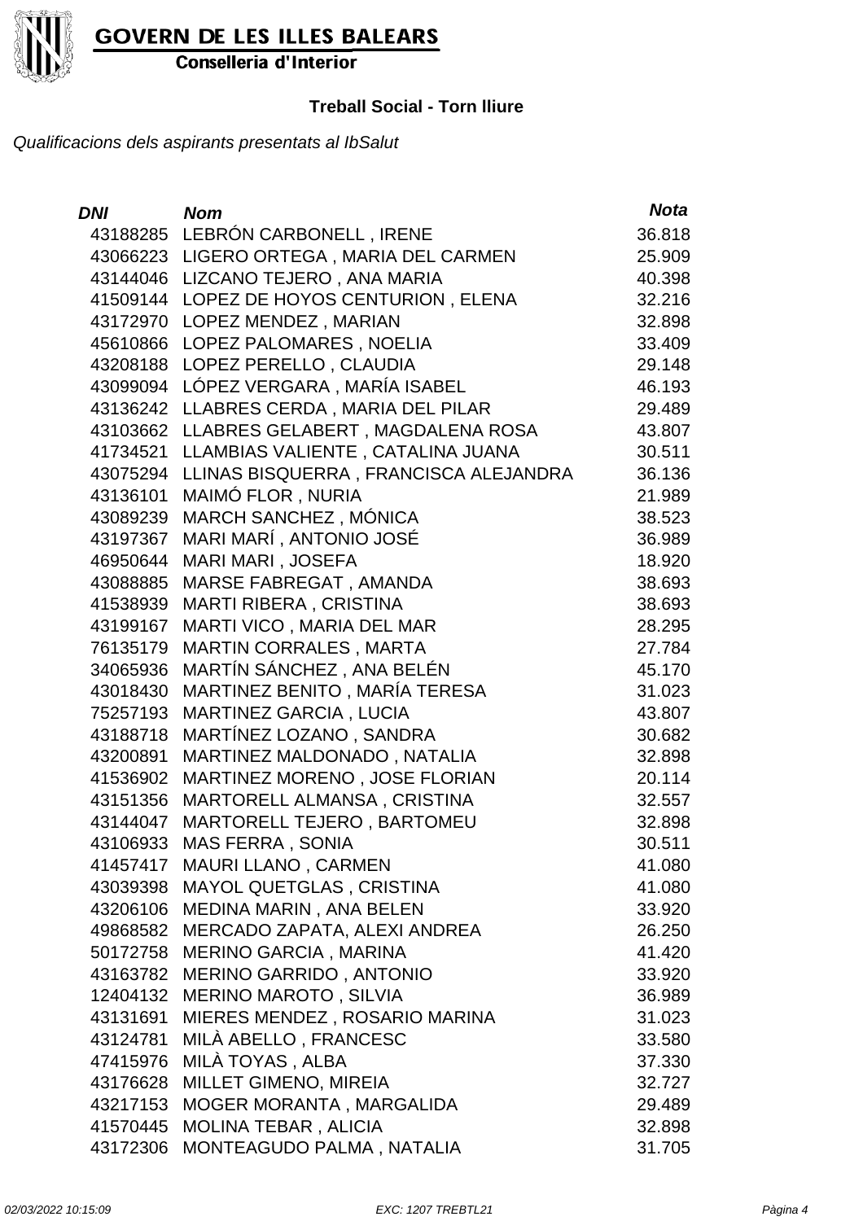**GOVERN DE LES ILLES BALEARS**
**Conselleria d'Interior**

**Treball Social - Torn lliure**

*Qualificacions dels aspirants presentats al IbSalut*

| *DNI* | *Nom* | *Nota* |
|---|---|---|
| 43188285 | LEBRÓN CARBONELL , IRENE | 36.818 |
| 43066223 | LIGERO ORTEGA , MARIA DEL CARMEN | 25.909 |
| 43144046 | LIZCANO TEJERO , ANA MARIA | 40.398 |
| 41509144 | LOPEZ DE HOYOS CENTURION , ELENA | 32.216 |
| 43172970 | LOPEZ MENDEZ , MARIAN | 32.898 |
| 45610866 | LOPEZ PALOMARES , NOELIA | 33.409 |
| 43208188 | LOPEZ PERELLO , CLAUDIA | 29.148 |
| 43099094 | LÓPEZ VERGARA , MARÍA ISABEL | 46.193 |
| 43136242 | LLABRES CERDA , MARIA DEL PILAR | 29.489 |
| 43103662 | LLABRES GELABERT , MAGDALENA ROSA | 43.807 |
| 41734521 | LLAMBIAS VALIENTE , CATALINA JUANA | 30.511 |
| 43075294 | LLINAS BISQUERRA , FRANCISCA ALEJANDRA | 36.136 |
| 43136101 | MAIMÓ FLOR , NURIA | 21.989 |
| 43089239 | MARCH SANCHEZ , MÓNICA | 38.523 |
| 43197367 | MARI MARÍ , ANTONIO JOSÉ | 36.989 |
| 46950644 | MARI MARI , JOSEFA | 18.920 |
| 43088885 | MARSE FABREGAT , AMANDA | 38.693 |
| 41538939 | MARTI RIBERA , CRISTINA | 38.693 |
| 43199167 | MARTI VICO , MARIA DEL MAR | 28.295 |
| 76135179 | MARTIN CORRALES , MARTA | 27.784 |
| 34065936 | MARTÍN SÁNCHEZ , ANA BELÉN | 45.170 |
| 43018430 | MARTINEZ BENITO , MARÍA TERESA | 31.023 |
| 75257193 | MARTINEZ GARCIA , LUCIA | 43.807 |
| 43188718 | MARTÍNEZ LOZANO , SANDRA | 30.682 |
| 43200891 | MARTINEZ MALDONADO , NATALIA | 32.898 |
| 41536902 | MARTINEZ MORENO , JOSE FLORIAN | 20.114 |
| 43151356 | MARTORELL ALMANSA , CRISTINA | 32.557 |
| 43144047 | MARTORELL TEJERO , BARTOMEU | 32.898 |
| 43106933 | MAS FERRA , SONIA | 30.511 |
| 41457417 | MAURI LLANO , CARMEN | 41.080 |
| 43039398 | MAYOL QUETGLAS , CRISTINA | 41.080 |
| 43206106 | MEDINA MARIN , ANA BELEN | 33.920 |
| 49868582 | MERCADO ZAPATA, ALEXI ANDREA | 26.250 |
| 50172758 | MERINO GARCIA , MARINA | 41.420 |
| 43163782 | MERINO GARRIDO , ANTONIO | 33.920 |
| 12404132 | MERINO MAROTO , SILVIA | 36.989 |
| 43131691 | MIERES MENDEZ , ROSARIO MARINA | 31.023 |
| 43124781 | MILÀ ABELLO , FRANCESC | 33.580 |
| 47415976 | MILÀ TOYAS , ALBA | 37.330 |
| 43176628 | MILLET GIMENO, MIREIA | 32.727 |
| 43217153 | MOGER MORANTA , MARGALIDA | 29.489 |
| 41570445 | MOLINA TEBAR , ALICIA | 32.898 |
| 43172306 | MONTEAGUDO PALMA , NATALIA | 31.705 |

*02/03/2022 10:15:09* *EXC: 1207 TREBTL21*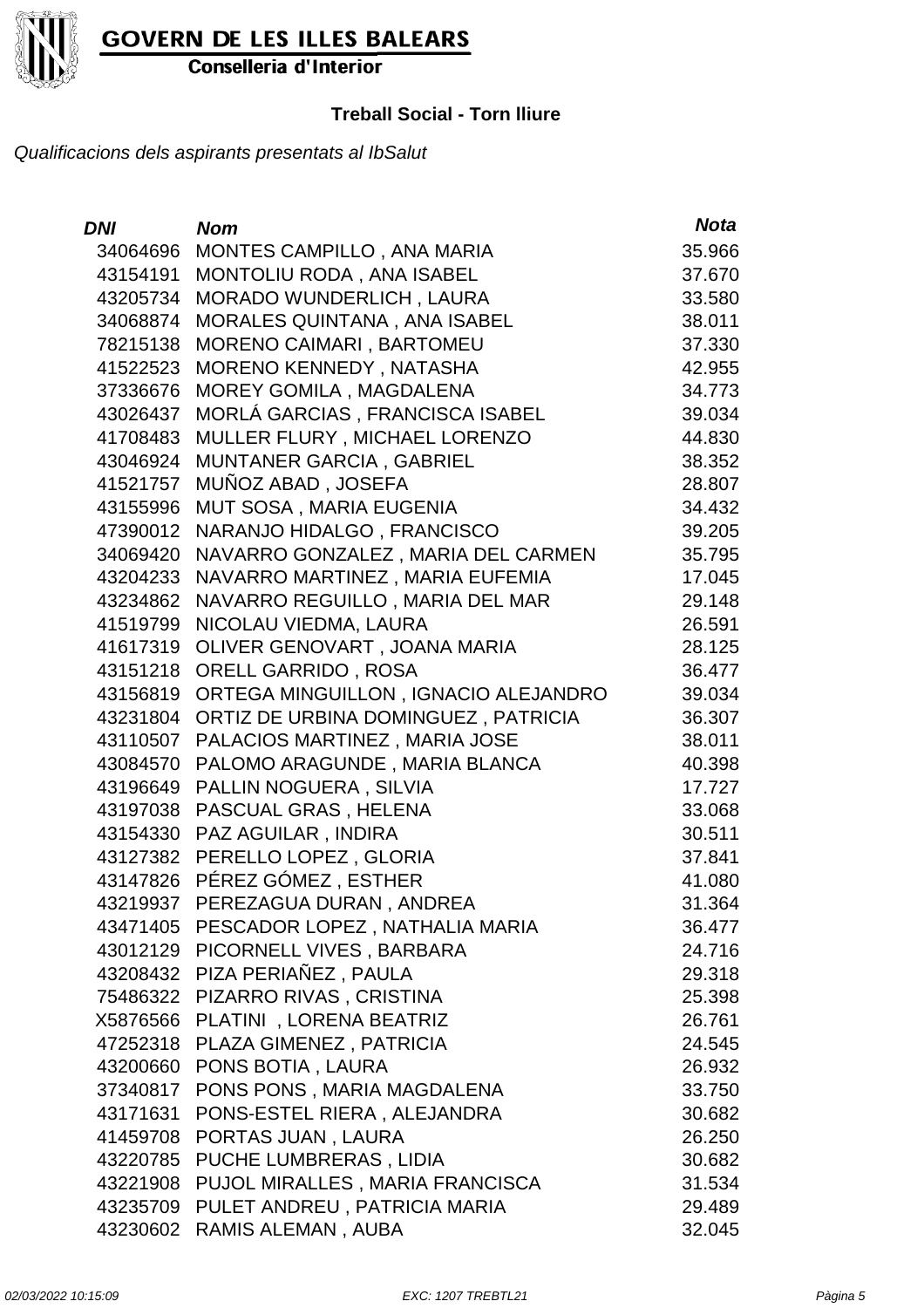**GOVERN DE LES ILLES BALEARS**

**Conselleria d'Interior**

**Treball Social - Torn lliure**

*Qualificacions dels aspirants presentats al IbSalut*

| *DNI* | *Nom* | *Nota* |
|---|---|---|
| 34064696 | MONTES CAMPILLO , ANA MARIA | 35.966 |
| 43154191 | MONTOLIU RODA , ANA ISABEL | 37.670 |
| 43205734 | MORADO WUNDERLICH , LAURA | 33.580 |
| 34068874 | MORALES QUINTANA , ANA ISABEL | 38.011 |
| 78215138 | MORENO CAIMARI , BARTOMEU | 37.330 |
| 41522523 | MORENO KENNEDY , NATASHA | 42.955 |
| 37336676 | MOREY GOMILA , MAGDALENA | 34.773 |
| 43026437 | MORLÁ GARCIAS , FRANCISCA ISABEL | 39.034 |
| 41708483 | MULLER FLURY , MICHAEL LORENZO | 44.830 |
| 43046924 | MUNTANER GARCIA , GABRIEL | 38.352 |
| 41521757 | MUÑOZ ABAD , JOSEFA | 28.807 |
| 43155996 | MUT SOSA , MARIA EUGENIA | 34.432 |
| 47390012 | NARANJO HIDALGO , FRANCISCO | 39.205 |
| 34069420 | NAVARRO GONZALEZ , MARIA DEL CARMEN | 35.795 |
| 43204233 | NAVARRO MARTINEZ , MARIA EUFEMIA | 17.045 |
| 43234862 | NAVARRO REGUILLO , MARIA DEL MAR | 29.148 |
| 41519799 | NICOLAU VIEDMA, LAURA | 26.591 |
| 41617319 | OLIVER GENOVART , JOANA MARIA | 28.125 |
| 43151218 | ORELL GARRIDO , ROSA | 36.477 |
| 43156819 | ORTEGA MINGUILLON , IGNACIO ALEJANDRO | 39.034 |
| 43231804 | ORTIZ DE URBINA DOMINGUEZ , PATRICIA | 36.307 |
| 43110507 | PALACIOS MARTINEZ , MARIA JOSE | 38.011 |
| 43084570 | PALOMO ARAGUNDE , MARIA BLANCA | 40.398 |
| 43196649 | PALLIN NOGUERA , SILVIA | 17.727 |
| 43197038 | PASCUAL GRAS , HELENA | 33.068 |
| 43154330 | PAZ AGUILAR , INDIRA | 30.511 |
| 43127382 | PERELLO LOPEZ , GLORIA | 37.841 |
| 43147826 | PÉREZ GÓMEZ , ESTHER | 41.080 |
| 43219937 | PEREZAGUA DURAN , ANDREA | 31.364 |
| 43471405 | PESCADOR LOPEZ , NATHALIA MARIA | 36.477 |
| 43012129 | PICORNELL VIVES , BARBARA | 24.716 |
| 43208432 | PIZA PERIAÑEZ , PAULA | 29.318 |
| 75486322 | PIZARRO RIVAS , CRISTINA | 25.398 |
| X5876566 | PLATINI , LORENA BEATRIZ | 26.761 |
| 47252318 | PLAZA GIMENEZ , PATRICIA | 24.545 |
| 43200660 | PONS BOTIA , LAURA | 26.932 |
| 37340817 | PONS PONS , MARIA MAGDALENA | 33.750 |
| 43171631 | PONS-ESTEL RIERA , ALEJANDRA | 30.682 |
| 41459708 | PORTAS JUAN , LAURA | 26.250 |
| 43220785 | PUCHE LUMBRERAS , LIDIA | 30.682 |
| 43221908 | PUJOL MIRALLES , MARIA FRANCISCA | 31.534 |
| 43235709 | PULET ANDREU , PATRICIA MARIA | 29.489 |
| 43230602 | RAMIS ALEMAN , AUBA | 32.045 |

*02/03/2022 10:15:09* *EXC: 1207 TREBTL21*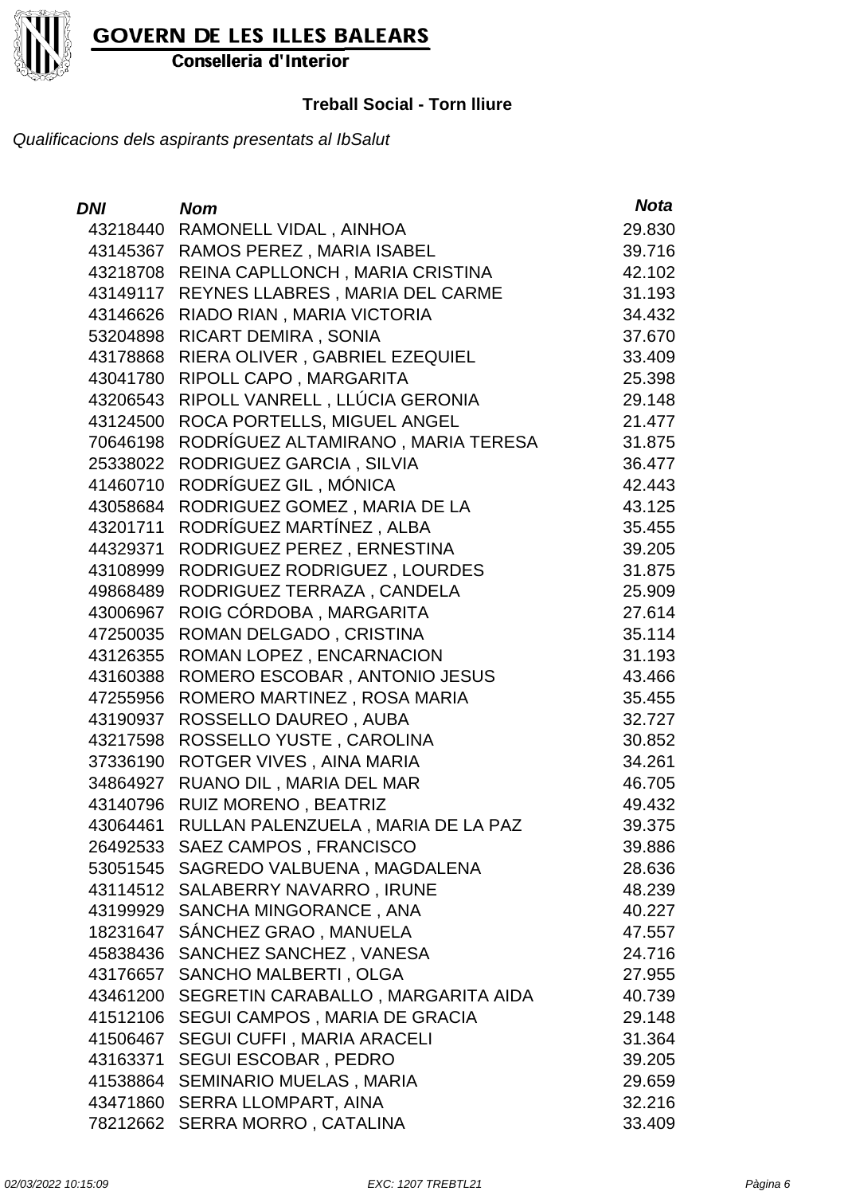**GOVERN DE LES ILLES BALEARS**
**Conselleria d'Interior**

**Treball Social - Torn lliure**

*Qualificacions dels aspirants presentats al IbSalut*

| *DNI* | *Nom* | *Nota* |
|---|---|---|
| 43218440 | RAMONELL VIDAL , AINHOA | 29.830 |
| 43145367 | RAMOS PEREZ , MARIA ISABEL | 39.716 |
| 43218708 | REINA CAPLLONCH , MARIA CRISTINA | 42.102 |
| 43149117 | REYNES LLABRES , MARIA DEL CARME | 31.193 |
| 43146626 | RIADO RIAN , MARIA VICTORIA | 34.432 |
| 53204898 | RICART DEMIRA , SONIA | 37.670 |
| 43178868 | RIERA OLIVER , GABRIEL EZEQUIEL | 33.409 |
| 43041780 | RIPOLL CAPO , MARGARITA | 25.398 |
| 43206543 | RIPOLL VANRELL , LLÚCIA GERONIA | 29.148 |
| 43124500 | ROCA PORTELLS, MIGUEL ANGEL | 21.477 |
| 70646198 | RODRÍGUEZ ALTAMIRANO , MARIA TERESA | 31.875 |
| 25338022 | RODRIGUEZ GARCIA , SILVIA | 36.477 |
| 41460710 | RODRÍGUEZ GIL , MÓNICA | 42.443 |
| 43058684 | RODRIGUEZ GOMEZ , MARIA DE LA | 43.125 |
| 43201711 | RODRÍGUEZ MARTÍNEZ , ALBA | 35.455 |
| 44329371 | RODRIGUEZ PEREZ , ERNESTINA | 39.205 |
| 43108999 | RODRIGUEZ RODRIGUEZ , LOURDES | 31.875 |
| 49868489 | RODRIGUEZ TERRAZA , CANDELA | 25.909 |
| 43006967 | ROIG CÓRDOBA , MARGARITA | 27.614 |
| 47250035 | ROMAN DELGADO , CRISTINA | 35.114 |
| 43126355 | ROMAN LOPEZ , ENCARNACION | 31.193 |
| 43160388 | ROMERO ESCOBAR , ANTONIO JESUS | 43.466 |
| 47255956 | ROMERO MARTINEZ , ROSA MARIA | 35.455 |
| 43190937 | ROSSELLO DAUREO , AUBA | 32.727 |
| 43217598 | ROSSELLO YUSTE , CAROLINA | 30.852 |
| 37336190 | ROTGER VIVES , AINA MARIA | 34.261 |
| 34864927 | RUANO DIL , MARIA DEL MAR | 46.705 |
| 43140796 | RUIZ MORENO , BEATRIZ | 49.432 |
| 43064461 | RULLAN PALENZUELA , MARIA DE LA PAZ | 39.375 |
| 26492533 | SAEZ CAMPOS , FRANCISCO | 39.886 |
| 53051545 | SAGREDO VALBUENA , MAGDALENA | 28.636 |
| 43114512 | SALABERRY NAVARRO , IRUNE | 48.239 |
| 43199929 | SANCHA MINGORANCE , ANA | 40.227 |
| 18231647 | SÁNCHEZ GRAO , MANUELA | 47.557 |
| 45838436 | SANCHEZ SANCHEZ , VANESA | 24.716 |
| 43176657 | SANCHO MALBERTI , OLGA | 27.955 |
| 43461200 | SEGRETIN CARABALLO , MARGARITA AIDA | 40.739 |
| 41512106 | SEGUI CAMPOS , MARIA DE GRACIA | 29.148 |
| 41506467 | SEGUI CUFFI , MARIA ARACELI | 31.364 |
| 43163371 | SEGUI ESCOBAR , PEDRO | 39.205 |
| 41538864 | SEMINARIO MUELAS , MARIA | 29.659 |
| 43471860 | SERRA LLOMPART, AINA | 32.216 |
| 78212662 | SERRA MORRO , CATALINA | 33.409 |

*02/03/2022 10:15:09* *EXC: 1207 TREBTL21*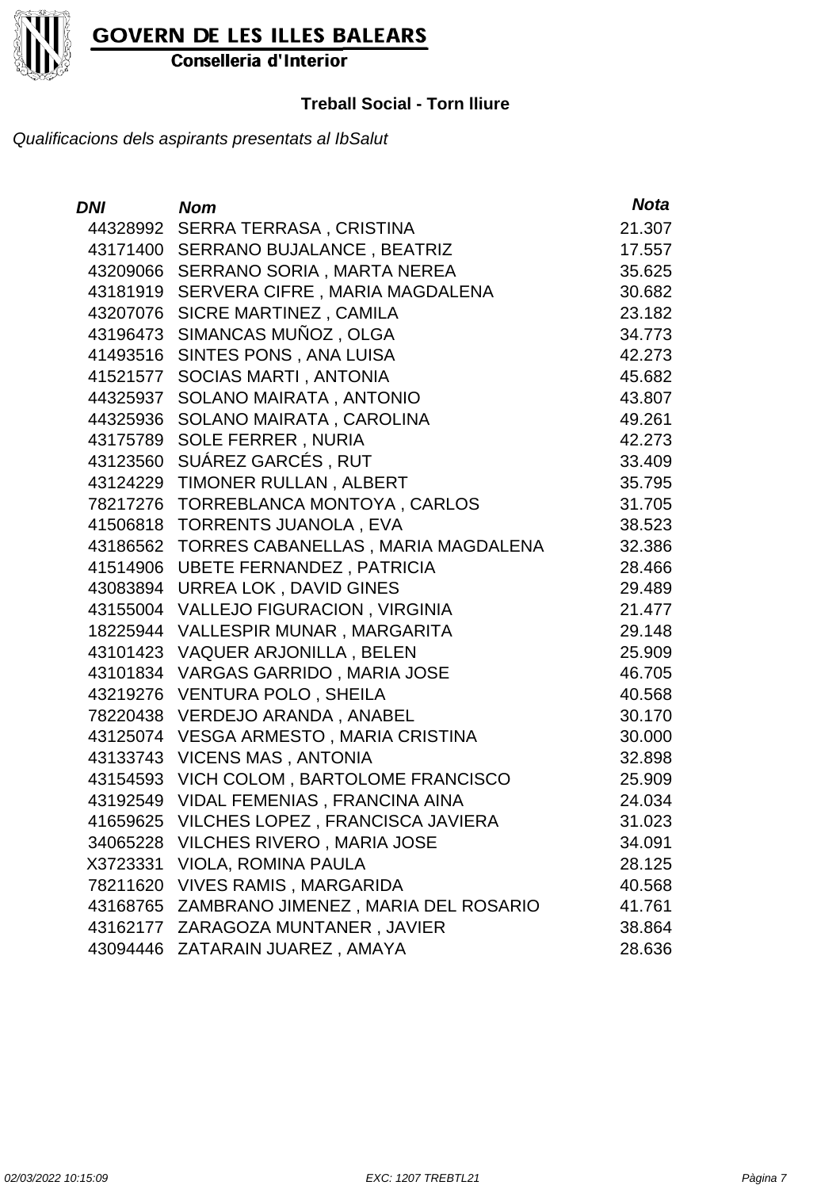**GOVERN DE LES ILLES BALEARS**

**Conselleria d'Interior**

**Treball Social - Torn lliure**

*Qualificacions dels aspirants presentats al IbSalut*

| *DNI* | *Nom* | *Nota* |
|---|---|---|
| 44328992 | SERRA TERRASA , CRISTINA | 21.307 |
| 43171400 | SERRANO BUJALANCE , BEATRIZ | 17.557 |
| 43209066 | SERRANO SORIA , MARTA NEREA | 35.625 |
| 43181919 | SERVERA CIFRE , MARIA MAGDALENA | 30.682 |
| 43207076 | SICRE MARTINEZ , CAMILA | 23.182 |
| 43196473 | SIMANCAS MUÑOZ , OLGA | 34.773 |
| 41493516 | SINTES PONS , ANA LUISA | 42.273 |
| 41521577 | SOCIAS MARTI , ANTONIA | 45.682 |
| 44325937 | SOLANO MAIRATA , ANTONIO | 43.807 |
| 44325936 | SOLANO MAIRATA , CAROLINA | 49.261 |
| 43175789 | SOLE FERRER , NURIA | 42.273 |
| 43123560 | SUÁREZ GARCÉS , RUT | 33.409 |
| 43124229 | TIMONER RULLAN , ALBERT | 35.795 |
| 78217276 | TORREBLANCA MONTOYA , CARLOS | 31.705 |
| 41506818 | TORRENTS JUANOLA , EVA | 38.523 |
| 43186562 | TORRES CABANELLAS , MARIA MAGDALENA | 32.386 |
| 41514906 | UBETE FERNANDEZ , PATRICIA | 28.466 |
| 43083894 | URREA LOK , DAVID GINES | 29.489 |
| 43155004 | VALLEJO FIGURACION , VIRGINIA | 21.477 |
| 18225944 | VALLESPIR MUNAR , MARGARITA | 29.148 |
| 43101423 | VAQUER ARJONILLA , BELEN | 25.909 |
| 43101834 | VARGAS GARRIDO , MARIA JOSE | 46.705 |
| 43219276 | VENTURA POLO , SHEILA | 40.568 |
| 78220438 | VERDEJO ARANDA , ANABEL | 30.170 |
| 43125074 | VESGA ARMESTO , MARIA CRISTINA | 30.000 |
| 43133743 | VICENS MAS , ANTONIA | 32.898 |
| 43154593 | VICH COLOM , BARTOLOME FRANCISCO | 25.909 |
| 43192549 | VIDAL FEMENIAS , FRANCINA AINA | 24.034 |
| 41659625 | VILCHES LOPEZ , FRANCISCA JAVIERA | 31.023 |
| 34065228 | VILCHES RIVERO , MARIA JOSE | 34.091 |
| X3723331 | VIOLA, ROMINA PAULA | 28.125 |
| 78211620 | VIVES RAMIS , MARGARIDA | 40.568 |
| 43168765 | ZAMBRANO JIMENEZ , MARIA DEL ROSARIO | 41.761 |
| 43162177 | ZARAGOZA MUNTANER , JAVIER | 38.864 |
| 43094446 | ZATARAIN JUAREZ , AMAYA | 28.636 |

*02/03/2022 10:15:09* *EXC: 1207 TREBTL21*